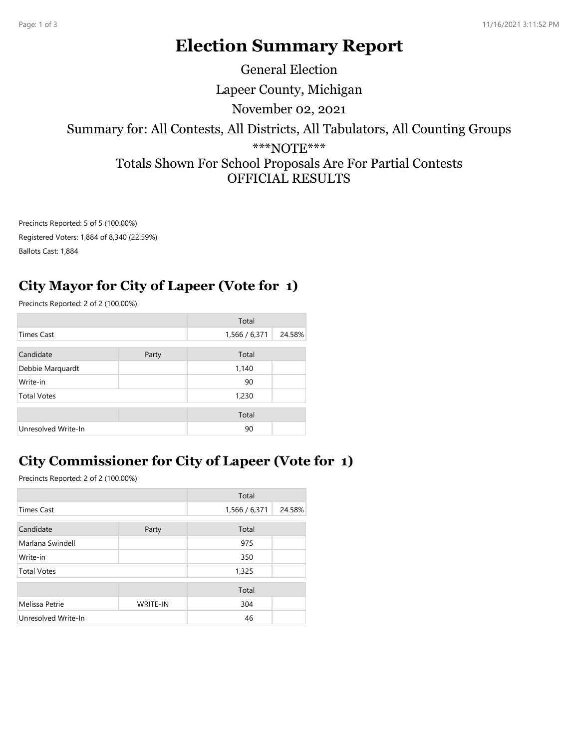# Election Summary Report

General Election

Lapeer County, Michigan

November 02, 2021

Summary for: All Contests, All Districts, All Tabulators, All Counting Groups

***NOTE***

Totals Shown For School Proposals Are For Partial Contests

OFFICIAL RESULTS

Precincts Reported: 5 of 5 (100.00%)

Registered Voters: 1,884 of 8,340 (22.59%)

Ballots Cast: 1,884

## City Mayor for City of Lapeer (Vote for 1)

Precincts Reported: 2 of 2 (100.00%)

| | | Total | |
|---|---|---|---|
| Times Cast | | 1,566 / 6,371 | 24.58% |

| Candidate | Party | Total | |
|---|---|---|---|
| Debbie Marquardt | | 1,140 | |
| Write-in | | 90 | |
| Total Votes | | 1,230 | |

| | | Total | |
|---|---|---|---|
| Unresolved Write-In | | 90 | |

## City Commissioner for City of Lapeer (Vote for 1)

Precincts Reported: 2 of 2 (100.00%)

| | | Total | |
|---|---|---|---|
| Times Cast | | 1,566 / 6,371 | 24.58% |

| Candidate | Party | Total | |
|---|---|---|---|
| Marlana Swindell | | 975 | |
| Write-in | | 350 | |
| Total Votes | | 1,325 | |

| | | Total | |
|---|---|---|---|
| Melissa Petrie | WRITE-IN | 304 | |
| Unresolved Write-In | | 46 | |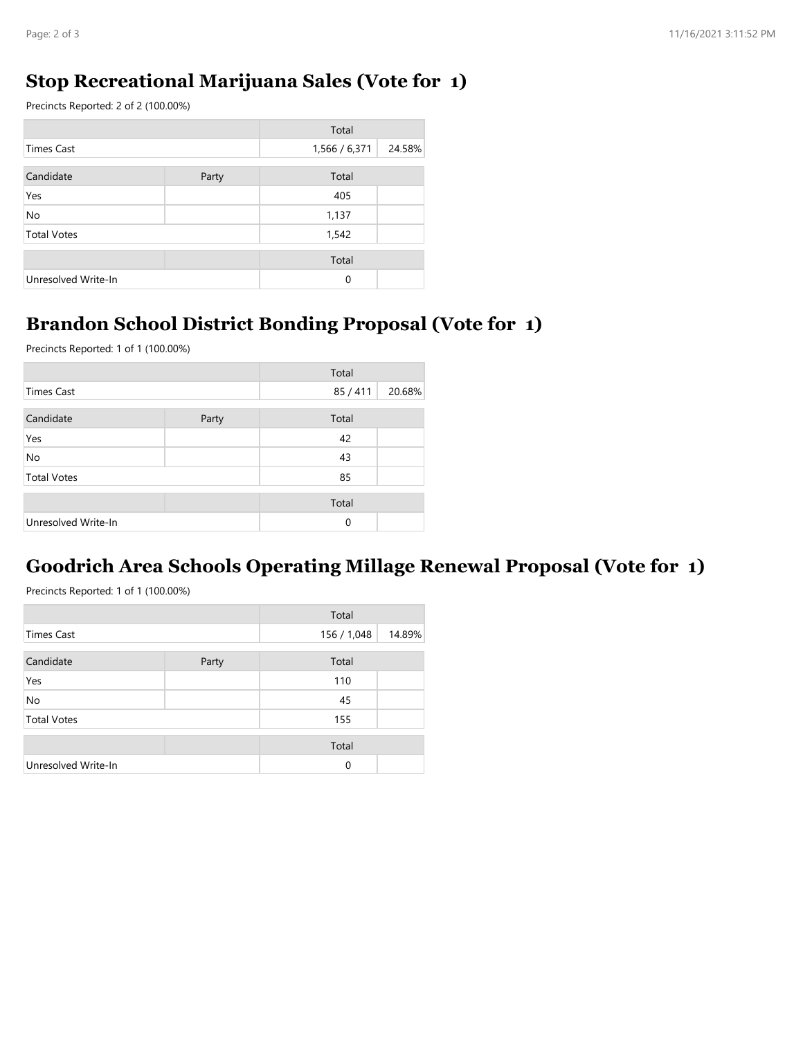## Stop Recreational Marijuana Sales (Vote for 1)

Precincts Reported: 2 of 2 (100.00%)

| | | Total | |
|---|---|---|---|
| Times Cast | | 1,566 / 6,371 | 24.58% |

| Candidate | Party | Total | |
|---|---|---|---|
| Yes | | 405 | |
| No | | 1,137 | |
| Total Votes | | 1,542 | |

| | | Total | |
|---|---|---|---|
| Unresolved Write-In | | 0 | |

## Brandon School District Bonding Proposal (Vote for 1)

Precincts Reported: 1 of 1 (100.00%)

| | | Total | |
|---|---|---|---|
| Times Cast | | 85 / 411 | 20.68% |

| Candidate | Party | Total | |
|---|---|---|---|
| Yes | | 42 | |
| No | | 43 | |
| Total Votes | | 85 | |

| | | Total | |
|---|---|---|---|
| Unresolved Write-In | | 0 | |

## Goodrich Area Schools Operating Millage Renewal Proposal (Vote for 1)

Precincts Reported: 1 of 1 (100.00%)

| | | Total | |
|---|---|---|---|
| Times Cast | | 156 / 1,048 | 14.89% |

| Candidate | Party | Total | |
|---|---|---|---|
| Yes | | 110 | |
| No | | 45 | |
| Total Votes | | 155 | |

| | | Total | |
|---|---|---|---|
| Unresolved Write-In | | 0 | |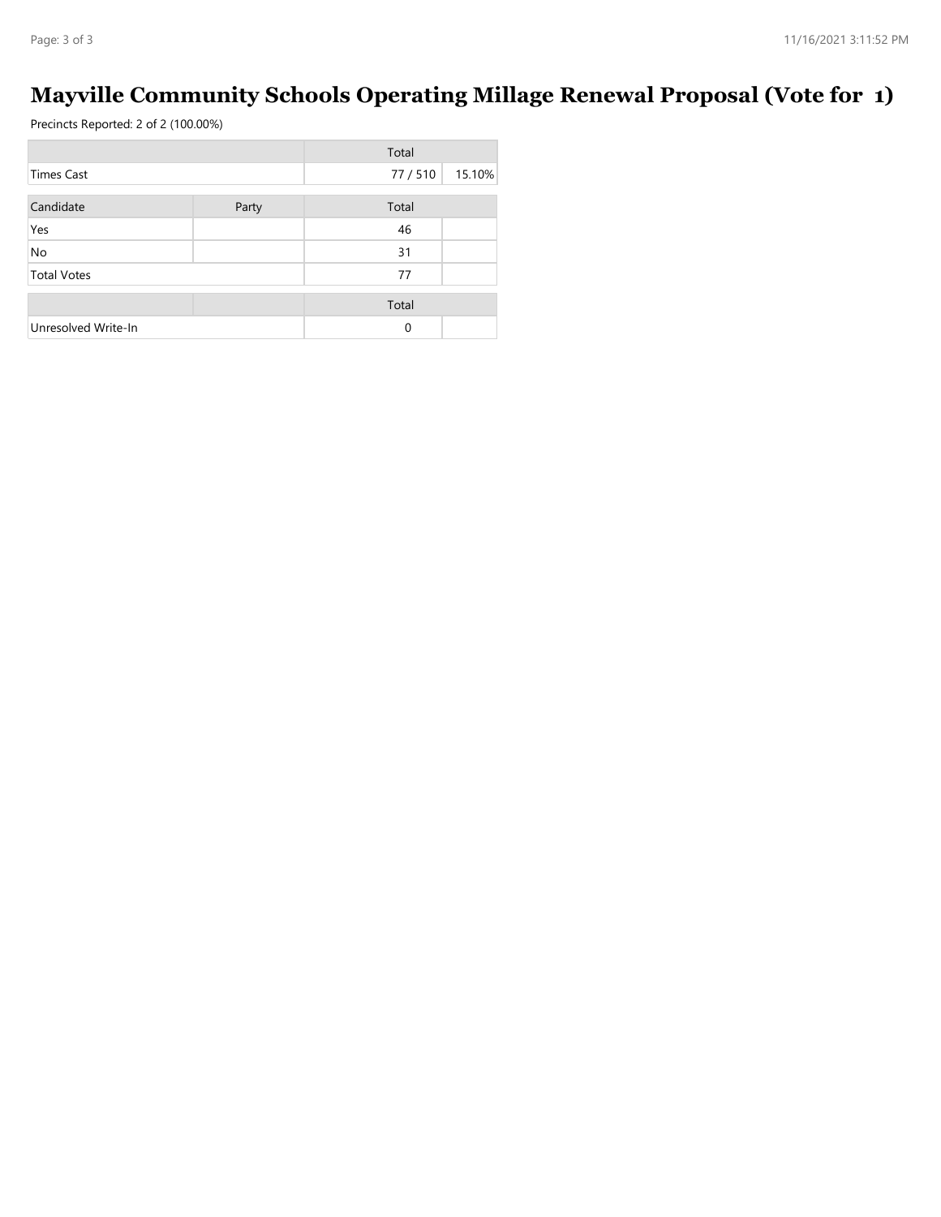# Mayville Community Schools Operating Millage Renewal Proposal (Vote for 1)

Precincts Reported: 2 of 2 (100.00%)

| | | Total | |
|---|---|---|---|
| Times Cast | | 77 / 510 | 15.10% |

| Candidate | Party | Total | |
|---|---|---|---|
| Yes | | 46 | |
| No | | 31 | |
| Total Votes | | 77 | |

| | | Total | |
|---|---|---|---|
| Unresolved Write-In | | 0 | |